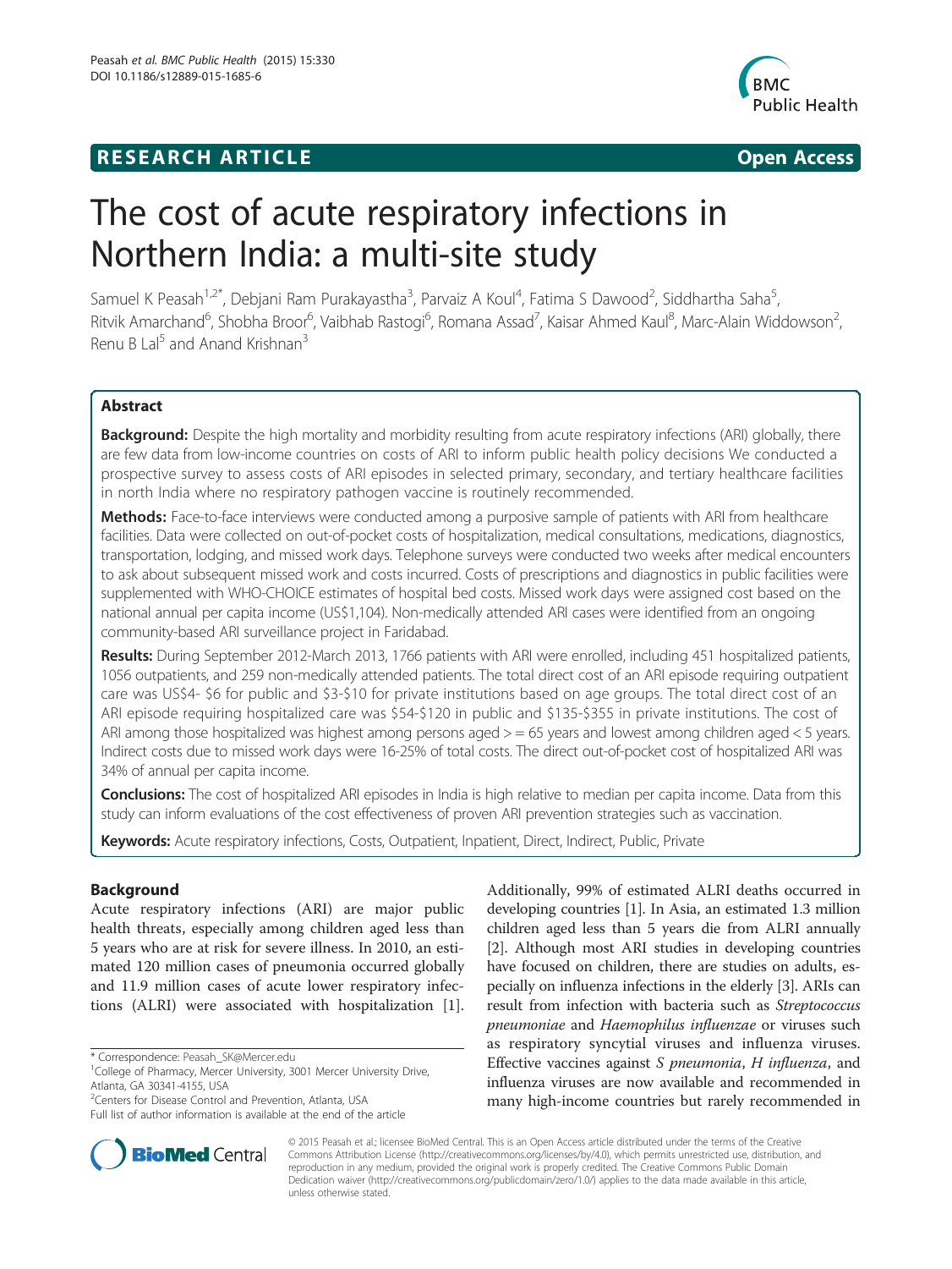**RESEARCH ARTICLE** **Open Access**

# The cost of acute respiratory infections in Northern India: a multi-site study

Samuel K Peasah[1,2*], Debjani Ram Purakayastha[3], Parvaiz A Koul[4], Fatima S Dawood[2], Siddhartha Saha[5], Ritvik Amarchand[6], Shobha Broor[6], Vaibhab Rastogi[6], Romana Assad[7], Kaisar Ahmed Kaul[8], Marc-Alain Widdowson[2], Renu B Lal[5] and Anand Krishnan[3]

## Abstract

**Background:** Despite the high mortality and morbidity resulting from acute respiratory infections (ARI) globally, there are few data from low-income countries on costs of ARI to inform public health policy decisions We conducted a prospective survey to assess costs of ARI episodes in selected primary, secondary, and tertiary healthcare facilities in north India where no respiratory pathogen vaccine is routinely recommended.

**Methods:** Face-to-face interviews were conducted among a purposive sample of patients with ARI from healthcare facilities. Data were collected on out-of-pocket costs of hospitalization, medical consultations, medications, diagnostics, transportation, lodging, and missed work days. Telephone surveys were conducted two weeks after medical encounters to ask about subsequent missed work and costs incurred. Costs of prescriptions and diagnostics in public facilities were supplemented with WHO-CHOICE estimates of hospital bed costs. Missed work days were assigned cost based on the national annual per capita income (US$1,104). Non-medically attended ARI cases were identified from an ongoing community-based ARI surveillance project in Faridabad.

**Results:** During September 2012-March 2013, 1766 patients with ARI were enrolled, including 451 hospitalized patients, 1056 outpatients, and 259 non-medically attended patients. The total direct cost of an ARI episode requiring outpatient care was US$4- $6 for public and $3-$10 for private institutions based on age groups. The total direct cost of an ARI episode requiring hospitalized care was $54-$120 in public and $135-$355 in private institutions. The cost of ARI among those hospitalized was highest among persons aged > = 65 years and lowest among children aged < 5 years. Indirect costs due to missed work days were 16-25% of total costs. The direct out-of-pocket cost of hospitalized ARI was 34% of annual per capita income.

**Conclusions:** The cost of hospitalized ARI episodes in India is high relative to median per capita income. Data from this study can inform evaluations of the cost effectiveness of proven ARI prevention strategies such as vaccination.

**Keywords:** Acute respiratory infections, Costs, Outpatient, Inpatient, Direct, Indirect, Public, Private

## Background

Acute respiratory infections (ARI) are major public health threats, especially among children aged less than 5 years who are at risk for severe illness. In 2010, an estimated 120 million cases of pneumonia occurred globally and 11.9 million cases of acute lower respiratory infections (ALRI) were associated with hospitalization [1]. Additionally, 99% of estimated ALRI deaths occurred in developing countries [1]. In Asia, an estimated 1.3 million children aged less than 5 years die from ALRI annually [2]. Although most ARI studies in developing countries have focused on children, there are studies on adults, especially on influenza infections in the elderly [3]. ARIs can result from infection with bacteria such as *Streptococcus pneumoniae* and *Haemophilus influenzae* or viruses such as respiratory syncytial viruses and influenza viruses. Effective vaccines against *S pneumonia*, *H influenza*, and influenza viruses are now available and recommended in many high-income countries but rarely recommended in

\* Correspondence: Peasah_SK@Mercer.edu
[1]College of Pharmacy, Mercer University, 3001 Mercer University Drive, Atlanta, GA 30341-4155, USA
[2]Centers for Disease Control and Prevention, Atlanta, USA
Full list of author information is available at the end of the article

© 2015 Peasah et al.; licensee BioMed Central. This is an Open Access article distributed under the terms of the Creative Commons Attribution License (http://creativecommons.org/licenses/by/4.0), which permits unrestricted use, distribution, and reproduction in any medium, provided the original work is properly credited. The Creative Commons Public Domain Dedication waiver (http://creativecommons.org/publicdomain/zero/1.0/) applies to the data made available in this article, unless otherwise stated.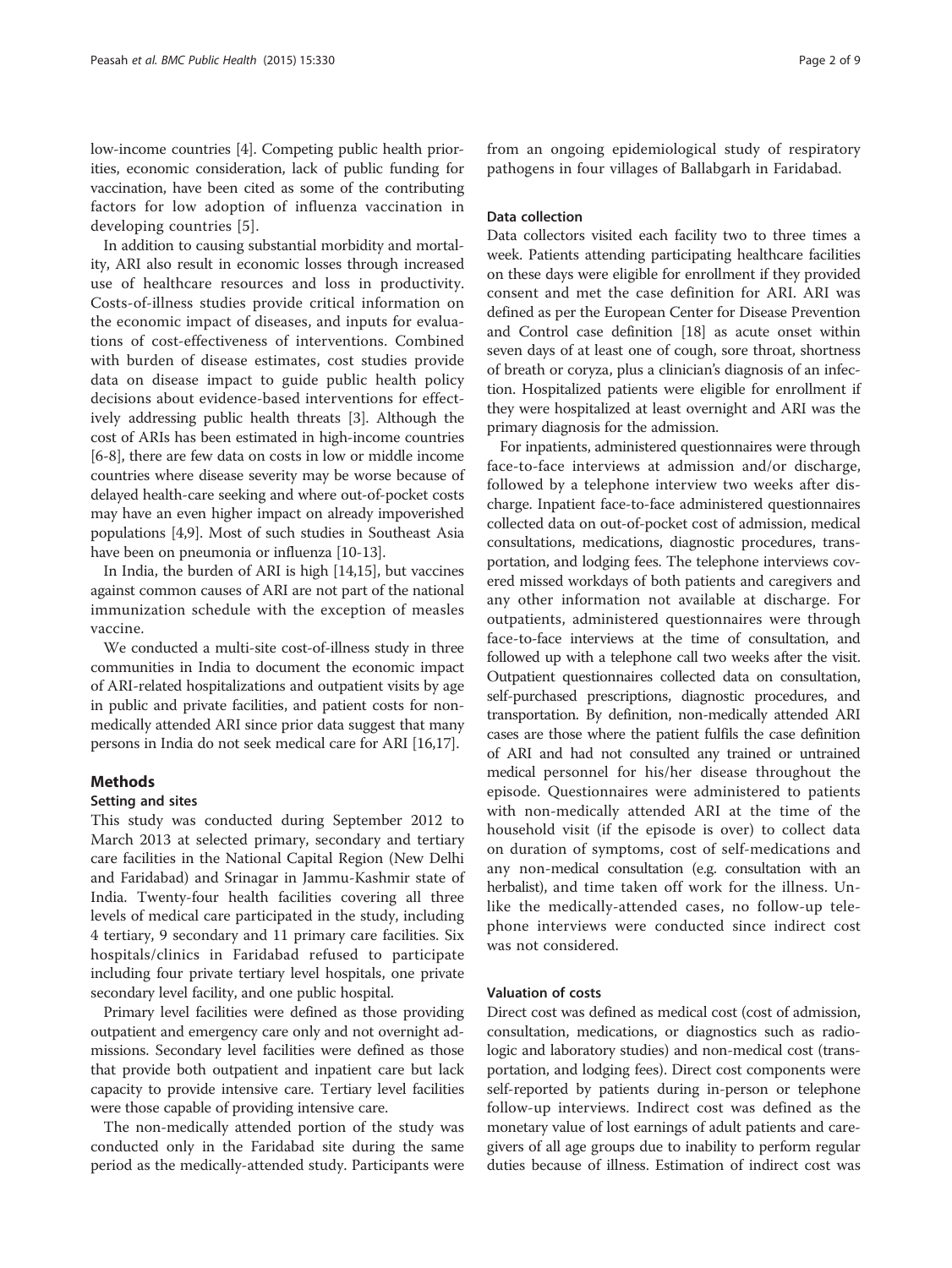low-income countries [4]. Competing public health priorities, economic consideration, lack of public funding for vaccination, have been cited as some of the contributing factors for low adoption of influenza vaccination in developing countries [5].

In addition to causing substantial morbidity and mortality, ARI also result in economic losses through increased use of healthcare resources and loss in productivity. Costs-of-illness studies provide critical information on the economic impact of diseases, and inputs for evaluations of cost-effectiveness of interventions. Combined with burden of disease estimates, cost studies provide data on disease impact to guide public health policy decisions about evidence-based interventions for effectively addressing public health threats [3]. Although the cost of ARIs has been estimated in high-income countries [6-8], there are few data on costs in low or middle income countries where disease severity may be worse because of delayed health-care seeking and where out-of-pocket costs may have an even higher impact on already impoverished populations [4,9]. Most of such studies in Southeast Asia have been on pneumonia or influenza [10-13].

In India, the burden of ARI is high [14,15], but vaccines against common causes of ARI are not part of the national immunization schedule with the exception of measles vaccine.

We conducted a multi-site cost-of-illness study in three communities in India to document the economic impact of ARI-related hospitalizations and outpatient visits by age in public and private facilities, and patient costs for non-medically attended ARI since prior data suggest that many persons in India do not seek medical care for ARI [16,17].

## Methods

### Setting and sites

This study was conducted during September 2012 to March 2013 at selected primary, secondary and tertiary care facilities in the National Capital Region (New Delhi and Faridabad) and Srinagar in Jammu-Kashmir state of India. Twenty-four health facilities covering all three levels of medical care participated in the study, including 4 tertiary, 9 secondary and 11 primary care facilities. Six hospitals/clinics in Faridabad refused to participate including four private tertiary level hospitals, one private secondary level facility, and one public hospital.

Primary level facilities were defined as those providing outpatient and emergency care only and not overnight admissions. Secondary level facilities were defined as those that provide both outpatient and inpatient care but lack capacity to provide intensive care. Tertiary level facilities were those capable of providing intensive care.

The non-medically attended portion of the study was conducted only in the Faridabad site during the same period as the medically-attended study. Participants were from an ongoing epidemiological study of respiratory pathogens in four villages of Ballabgarh in Faridabad.

### Data collection

Data collectors visited each facility two to three times a week. Patients attending participating healthcare facilities on these days were eligible for enrollment if they provided consent and met the case definition for ARI. ARI was defined as per the European Center for Disease Prevention and Control case definition [18] as acute onset within seven days of at least one of cough, sore throat, shortness of breath or coryza, plus a clinician's diagnosis of an infection. Hospitalized patients were eligible for enrollment if they were hospitalized at least overnight and ARI was the primary diagnosis for the admission.

For inpatients, administered questionnaires were through face-to-face interviews at admission and/or discharge, followed by a telephone interview two weeks after discharge. Inpatient face-to-face administered questionnaires collected data on out-of-pocket cost of admission, medical consultations, medications, diagnostic procedures, transportation, and lodging fees. The telephone interviews covered missed workdays of both patients and caregivers and any other information not available at discharge. For outpatients, administered questionnaires were through face-to-face interviews at the time of consultation, and followed up with a telephone call two weeks after the visit. Outpatient questionnaires collected data on consultation, self-purchased prescriptions, diagnostic procedures, and transportation. By definition, non-medically attended ARI cases are those where the patient fulfils the case definition of ARI and had not consulted any trained or untrained medical personnel for his/her disease throughout the episode. Questionnaires were administered to patients with non-medically attended ARI at the time of the household visit (if the episode is over) to collect data on duration of symptoms, cost of self-medications and any non-medical consultation (e.g. consultation with an herbalist), and time taken off work for the illness. Unlike the medically-attended cases, no follow-up telephone interviews were conducted since indirect cost was not considered.

### Valuation of costs

Direct cost was defined as medical cost (cost of admission, consultation, medications, or diagnostics such as radiologic and laboratory studies) and non-medical cost (transportation, and lodging fees). Direct cost components were self-reported by patients during in-person or telephone follow-up interviews. Indirect cost was defined as the monetary value of lost earnings of adult patients and caregivers of all age groups due to inability to perform regular duties because of illness. Estimation of indirect cost was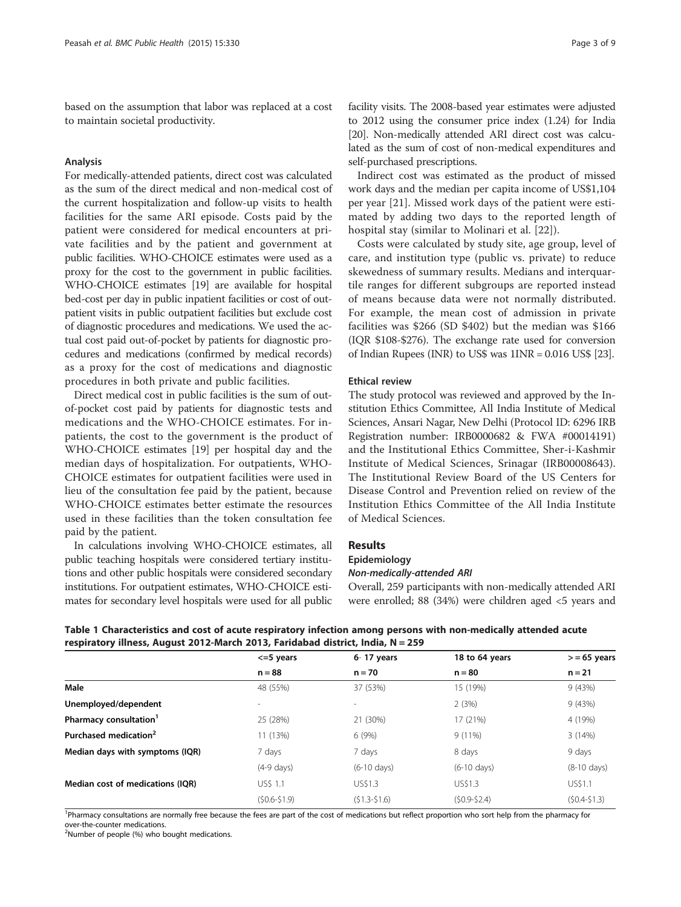based on the assumption that labor was replaced at a cost to maintain societal productivity.

### Analysis

For medically-attended patients, direct cost was calculated as the sum of the direct medical and non-medical cost of the current hospitalization and follow-up visits to health facilities for the same ARI episode. Costs paid by the patient were considered for medical encounters at private facilities and by the patient and government at public facilities. WHO-CHOICE estimates were used as a proxy for the cost to the government in public facilities. WHO-CHOICE estimates [19] are available for hospital bed-cost per day in public inpatient facilities or cost of outpatient visits in public outpatient facilities but exclude cost of diagnostic procedures and medications. We used the actual cost paid out-of-pocket by patients for diagnostic procedures and medications (confirmed by medical records) as a proxy for the cost of medications and diagnostic procedures in both private and public facilities.

Direct medical cost in public facilities is the sum of out-of-pocket cost paid by patients for diagnostic tests and medications and the WHO-CHOICE estimates. For inpatients, the cost to the government is the product of WHO-CHOICE estimates [19] per hospital day and the median days of hospitalization. For outpatients, WHO-CHOICE estimates for outpatient facilities were used in lieu of the consultation fee paid by the patient, because WHO-CHOICE estimates better estimate the resources used in these facilities than the token consultation fee paid by the patient.

In calculations involving WHO-CHOICE estimates, all public teaching hospitals were considered tertiary institutions and other public hospitals were considered secondary institutions. For outpatient estimates, WHO-CHOICE estimates for secondary level hospitals were used for all public facility visits. The 2008-based year estimates were adjusted to 2012 using the consumer price index (1.24) for India [20]. Non-medically attended ARI direct cost was calculated as the sum of cost of non-medical expenditures and self-purchased prescriptions.

Indirect cost was estimated as the product of missed work days and the median per capita income of US$1,104 per year [21]. Missed work days of the patient were estimated by adding two days to the reported length of hospital stay (similar to Molinari et al. [22]).

Costs were calculated by study site, age group, level of care, and institution type (public vs. private) to reduce skewedness of summary results. Medians and interquartile ranges for different subgroups are reported instead of means because data were not normally distributed. For example, the mean cost of admission in private facilities was $266 (SD $402) but the median was $166 (IQR $108-$276). The exchange rate used for conversion of Indian Rupees (INR) to US$ was 1INR = 0.016 US$ [23].

### Ethical review

The study protocol was reviewed and approved by the Institution Ethics Committee, All India Institute of Medical Sciences, Ansari Nagar, New Delhi (Protocol ID: 6296 IRB Registration number: IRB0000682 & FWA #00014191) and the Institutional Ethics Committee, Sher-i-Kashmir Institute of Medical Sciences, Srinagar (IRB00008643). The Institutional Review Board of the US Centers for Disease Control and Prevention relied on review of the Institution Ethics Committee of the All India Institute of Medical Sciences.

## Results

### Epidemiology

#### *Non-medically-attended ARI*

Overall, 259 participants with non-medically attended ARI were enrolled; 88 (34%) were children aged <5 years and

**Table 1 Characteristics and cost of acute respiratory infection among persons with non-medically attended acute respiratory illness, August 2012-March 2013, Faridabad district, India, N = 259**

| | <=5 years | 6- 17 years | 18 to 64 years | >= 65 years |
|---|---|---|---|---|
| | n = 88 | n = 70 | n = 80 | n = 21 |
| **Male** | 48 (55%) | 37 (53%) | 15 (19%) | 9 (43%) |
| **Unemployed/dependent** | - | - | 2 (3%) | 9 (43%) |
| **Pharmacy consultation[1]** | 25 (28%) | 21 (30%) | 17 (21%) | 4 (19%) |
| **Purchased medication[2]** | 11 (13%) | 6 (9%) | 9 (11%) | 3 (14%) |
| **Median days with symptoms (IQR)** | 7 days | 7 days | 8 days | 9 days |
| | (4-9 days) | (6-10 days) | (6-10 days) | (8-10 days) |
| **Median cost of medications (IQR)** | US$ 1.1 | US$1.3 | US$1.3 | US$1.1 |
| | ($0.6-$1.9) | ($1.3-$1.6) | ($0.9-$2.4) | ($0.4-$1.3) |

[1]Pharmacy consultations are normally free because the fees are part of the cost of medications but reflect proportion who sort help from the pharmacy for over-the-counter medications.
[2]Number of people (%) who bought medications.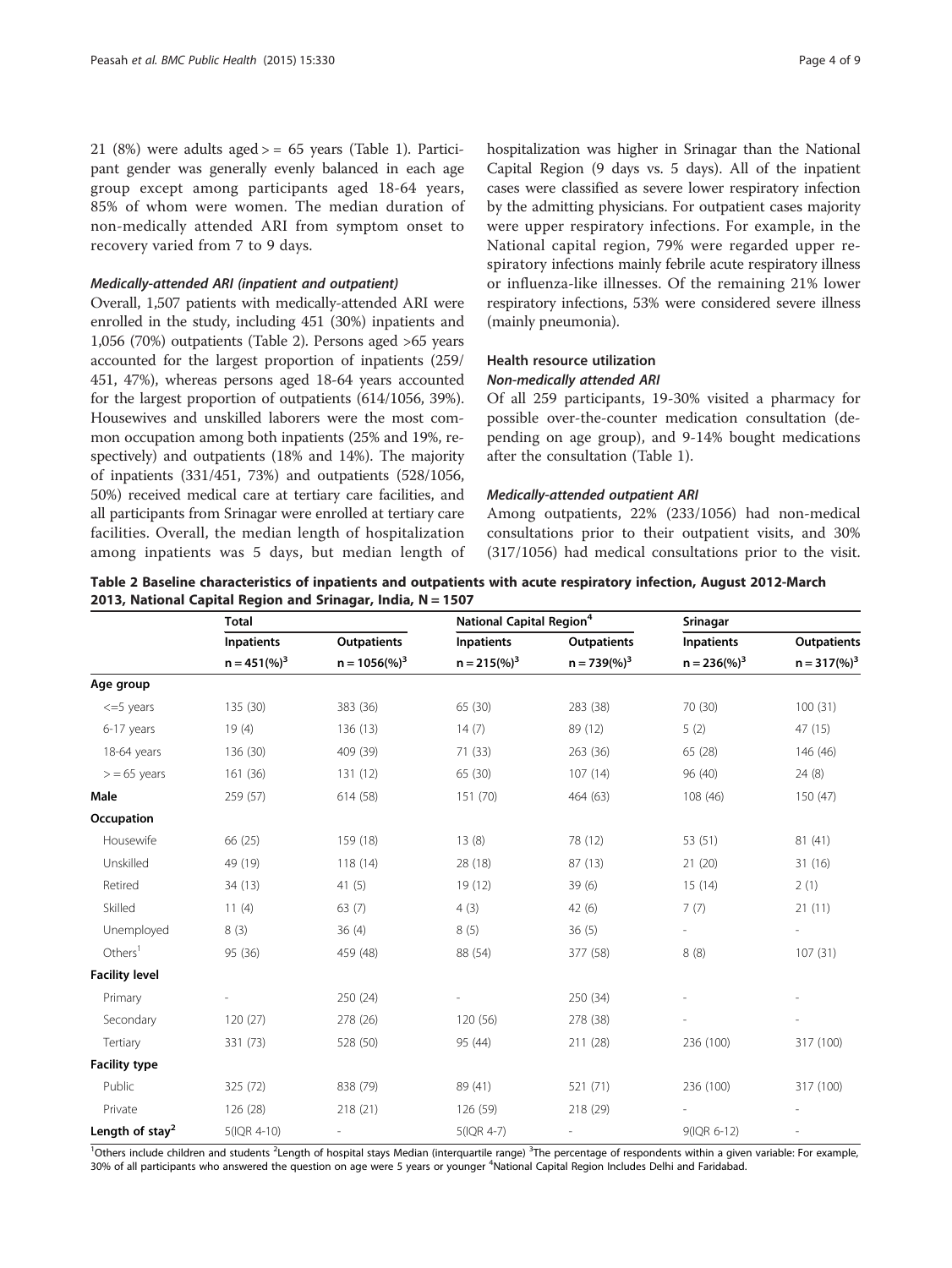21 (8%) were adults aged > = 65 years (Table 1). Participant gender was generally evenly balanced in each age group except among participants aged 18-64 years, 85% of whom were women. The median duration of non-medically attended ARI from symptom onset to recovery varied from 7 to 9 days.

#### *Medically-attended ARI (inpatient and outpatient)*

Overall, 1,507 patients with medically-attended ARI were enrolled in the study, including 451 (30%) inpatients and 1,056 (70%) outpatients (Table 2). Persons aged >65 years accounted for the largest proportion of inpatients (259/451, 47%), whereas persons aged 18-64 years accounted for the largest proportion of outpatients (614/1056, 39%). Housewives and unskilled laborers were the most common occupation among both inpatients (25% and 19%, respectively) and outpatients (18% and 14%). The majority of inpatients (331/451, 73%) and outpatients (528/1056, 50%) received medical care at tertiary care facilities, and all participants from Srinagar were enrolled at tertiary care facilities. Overall, the median length of hospitalization among inpatients was 5 days, but median length of hospitalization was higher in Srinagar than the National Capital Region (9 days vs. 5 days). All of the inpatient cases were classified as severe lower respiratory infection by the admitting physicians. For outpatient cases majority were upper respiratory infections. For example, in the National capital region, 79% were regarded upper respiratory infections mainly febrile acute respiratory illness or influenza-like illnesses. Of the remaining 21% lower respiratory infections, 53% were considered severe illness (mainly pneumonia).

### Health resource utilization

#### *Non-medically attended ARI*

Of all 259 participants, 19-30% visited a pharmacy for possible over-the-counter medication consultation (depending on age group), and 9-14% bought medications after the consultation (Table 1).

#### *Medically-attended outpatient ARI*

Among outpatients, 22% (233/1056) had non-medical consultations prior to their outpatient visits, and 30% (317/1056) had medical consultations prior to the visit.

**Table 2 Baseline characteristics of inpatients and outpatients with acute respiratory infection, August 2012-March 2013, National Capital Region and Srinagar, India, N = 1507**

| | Total | | National Capital Region[4] | | Srinagar | |
|---|---|---|---|---|---|---|
| | Inpatients | Outpatients | Inpatients | Outpatients | Inpatients | Outpatients |
| | n = 451(%)[3] | n = 1056(%)[3] | n = 215(%)[3] | n = 739(%)[3] | n = 236(%)[3] | n = 317(%)[3] |
| **Age group** | | | | | | |
| <=5 years | 135 (30) | 383 (36) | 65 (30) | 283 (38) | 70 (30) | 100 (31) |
| 6-17 years | 19 (4) | 136 (13) | 14 (7) | 89 (12) | 5 (2) | 47 (15) |
| 18-64 years | 136 (30) | 409 (39) | 71 (33) | 263 (36) | 65 (28) | 146 (46) |
| > = 65 years | 161 (36) | 131 (12) | 65 (30) | 107 (14) | 96 (40) | 24 (8) |
| **Male** | 259 (57) | 614 (58) | 151 (70) | 464 (63) | 108 (46) | 150 (47) |
| **Occupation** | | | | | | |
| Housewife | 66 (25) | 159 (18) | 13 (8) | 78 (12) | 53 (51) | 81 (41) |
| Unskilled | 49 (19) | 118 (14) | 28 (18) | 87 (13) | 21 (20) | 31 (16) |
| Retired | 34 (13) | 41 (5) | 19 (12) | 39 (6) | 15 (14) | 2 (1) |
| Skilled | 11 (4) | 63 (7) | 4 (3) | 42 (6) | 7 (7) | 21 (11) |
| Unemployed | 8 (3) | 36 (4) | 8 (5) | 36 (5) | - | - |
| Others[1] | 95 (36) | 459 (48) | 88 (54) | 377 (58) | 8 (8) | 107 (31) |
| **Facility level** | | | | | | |
| Primary | - | 250 (24) | - | 250 (34) | - | - |
| Secondary | 120 (27) | 278 (26) | 120 (56) | 278 (38) | - | - |
| Tertiary | 331 (73) | 528 (50) | 95 (44) | 211 (28) | 236 (100) | 317 (100) |
| **Facility type** | | | | | | |
| Public | 325 (72) | 838 (79) | 89 (41) | 521 (71) | 236 (100) | 317 (100) |
| Private | 126 (28) | 218 (21) | 126 (59) | 218 (29) | - | - |
| **Length of stay[2]** | 5(IQR 4-10) | - | 5(IQR 4-7) | - | 9(IQR 6-12) | - |

[1]Others include children and students [2]Length of hospital stays Median (interquartile range) [3]The percentage of respondents within a given variable: For example, 30% of all participants who answered the question on age were 5 years or younger [4]National Capital Region Includes Delhi and Faridabad.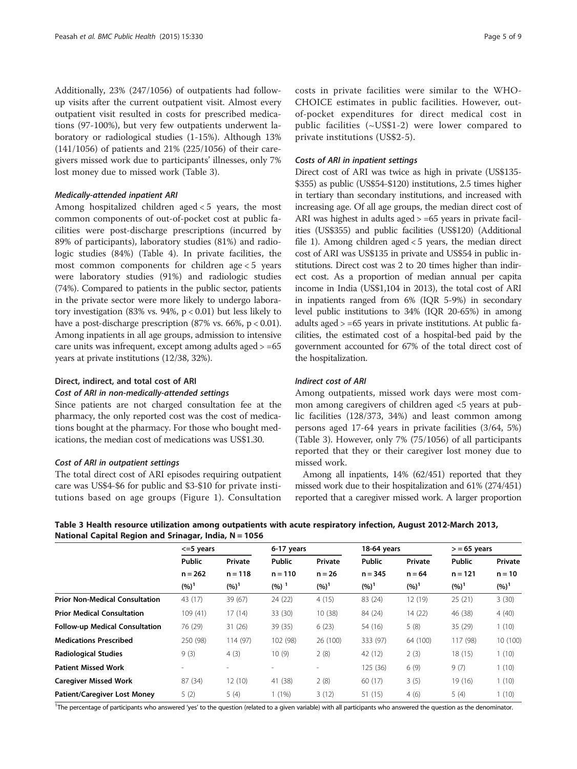Additionally, 23% (247/1056) of outpatients had follow-up visits after the current outpatient visit. Almost every outpatient visit resulted in costs for prescribed medications (97-100%), but very few outpatients underwent laboratory or radiological studies (1-15%). Although 13% (141/1056) of patients and 21% (225/1056) of their caregivers missed work due to participants' illnesses, only 7% lost money due to missed work (Table 3).

#### *Medically-attended inpatient ARI*

Among hospitalized children aged < 5 years, the most common components of out-of-pocket cost at public facilities were post-discharge prescriptions (incurred by 89% of participants), laboratory studies (81%) and radiologic studies (84%) (Table 4). In private facilities, the most common components for children age < 5 years were laboratory studies (91%) and radiologic studies (74%). Compared to patients in the public sector, patients in the private sector were more likely to undergo laboratory investigation (83% vs. 94%, $p < 0.01$) but less likely to have a post-discharge prescription (87% vs. 66%, $p < 0.01$). Among inpatients in all age groups, admission to intensive care units was infrequent, except among adults aged > =65 years at private institutions (12/38, 32%).

### Direct, indirect, and total cost of ARI

#### *Cost of ARI in non-medically-attended settings*

Since patients are not charged consultation fee at the pharmacy, the only reported cost was the cost of medications bought at the pharmacy. For those who bought medications, the median cost of medications was US$1.30.

#### *Cost of ARI in outpatient settings*

The total direct cost of ARI episodes requiring outpatient care was US$4-$6 for public and $3-$10 for private institutions based on age groups (Figure 1). Consultation costs in private facilities were similar to the WHO-CHOICE estimates in public facilities. However, out-of-pocket expenditures for direct medical cost in public facilities (~US$1-2) were lower compared to private institutions (US$2-5).

#### *Costs of ARI in inpatient settings*

Direct cost of ARI was twice as high in private (US$135-$355) as public (US$54-$120) institutions, 2.5 times higher in tertiary than secondary institutions, and increased with increasing age. Of all age groups, the median direct cost of ARI was highest in adults aged > =65 years in private facilities (US$355) and public facilities (US$120) (Additional file 1). Among children aged < 5 years, the median direct cost of ARI was US$135 in private and US$54 in public institutions. Direct cost was 2 to 20 times higher than indirect cost. As a proportion of median annual per capita income in India (US$1,104 in 2013), the total cost of ARI in inpatients ranged from 6% (IQR 5-9%) in secondary level public institutions to 34% (IQR 20-65%) in among adults aged > =65 years in private institutions. At public facilities, the estimated cost of a hospital-bed paid by the government accounted for 67% of the total direct cost of the hospitalization.

#### *Indirect cost of ARI*

Among outpatients, missed work days were most common among caregivers of children aged <5 years at public facilities (128/373, 34%) and least common among persons aged 17-64 years in private facilities (3/64, 5%) (Table 3). However, only 7% (75/1056) of all participants reported that they or their caregiver lost money due to missed work.

Among all inpatients, 14% (62/451) reported that they missed work due to their hospitalization and 61% (274/451) reported that a caregiver missed work. A larger proportion

**Table 3 Health resource utilization among outpatients with acute respiratory infection, August 2012-March 2013, National Capital Region and Srinagar, India, N = 1056**

| | <=5 years | | 6-17 years | | 18-64 years | | > = 65 years | |
|---|---|---|---|---|---|---|---|---|
| | Public n = 262 (%)[1] | Private n = 118 (%)[1] | Public n = 110 (%)[1] | Private n = 26 (%)[1] | Public n = 345 (%)[1] | Private n = 64 (%)[1] | Public n = 121 (%)[1] | Private n = 10 (%)[1] |
| **Prior Non-Medical Consultation** | 43 (17) | 39 (67) | 24 (22) | 4 (15) | 83 (24) | 12 (19) | 25 (21) | 3 (30) |
| **Prior Medical Consultation** | 109 (41) | 17 (14) | 33 (30) | 10 (38) | 84 (24) | 14 (22) | 46 (38) | 4 (40) |
| **Follow-up Medical Consultation** | 76 (29) | 31 (26) | 39 (35) | 6 (23) | 54 (16) | 5 (8) | 35 (29) | 1 (10) |
| **Medications Prescribed** | 250 (98) | 114 (97) | 102 (98) | 26 (100) | 333 (97) | 64 (100) | 117 (98) | 10 (100) |
| **Radiological Studies** | 9 (3) | 4 (3) | 10 (9) | 2 (8) | 42 (12) | 2 (3) | 18 (15) | 1 (10) |
| **Patient Missed Work** | - | - | - | - | 125 (36) | 6 (9) | 9 (7) | 1 (10) |
| **Caregiver Missed Work** | 87 (34) | 12 (10) | 41 (38) | 2 (8) | 60 (17) | 3 (5) | 19 (16) | 1 (10) |
| **Patient/Caregiver Lost Money** | 5 (2) | 5 (4) | 1 (1%) | 3 (12) | 51 (15) | 4 (6) | 5 (4) | 1 (10) |

[1]The percentage of participants who answered 'yes' to the question (related to a given variable) with all participants who answered the question as the denominator.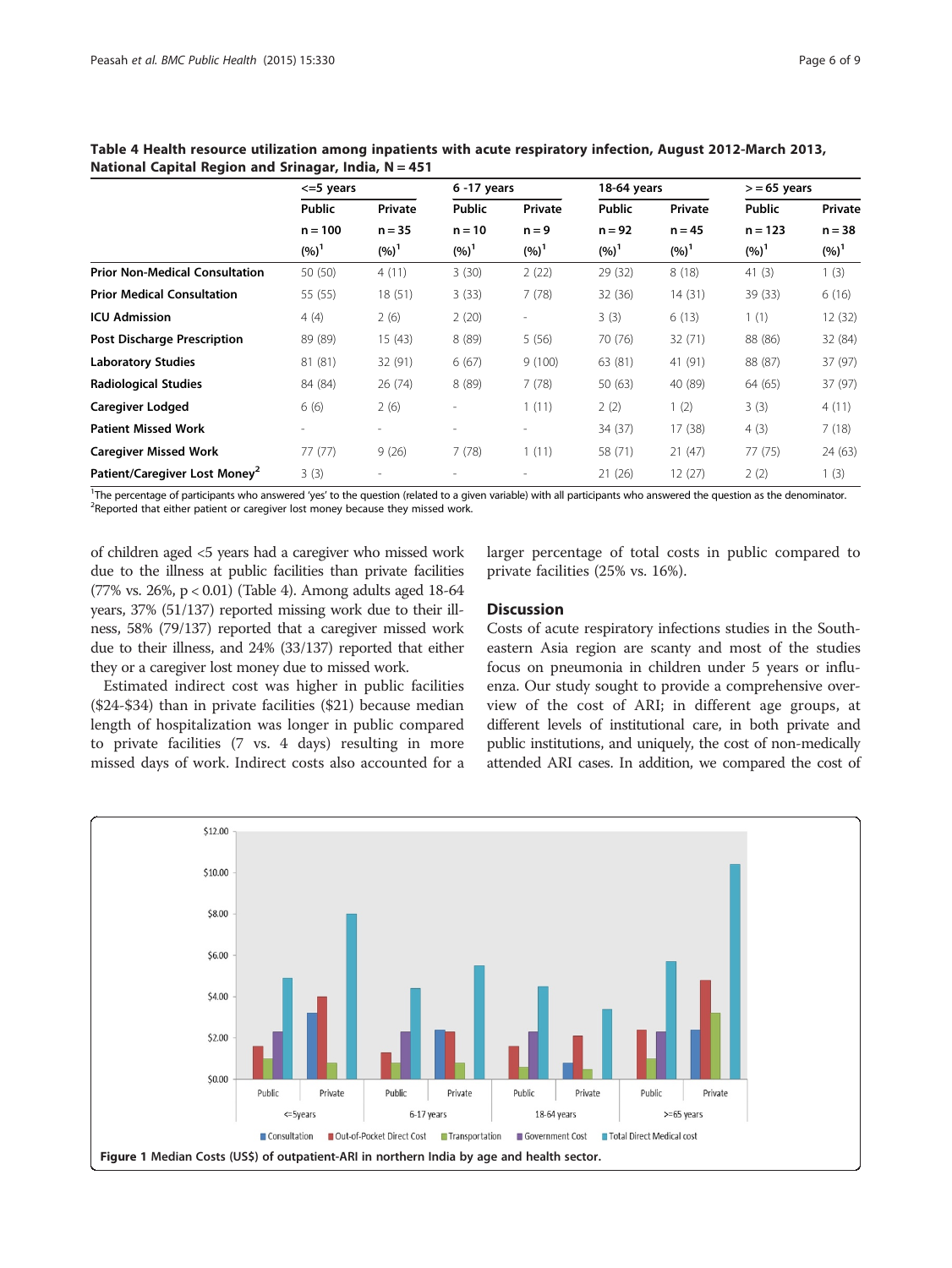**Table 4 Health resource utilization among inpatients with acute respiratory infection, August 2012-March 2013, National Capital Region and Srinagar, India, N = 451**

| | <=5 years | | 6 -17 years | | 18-64 years | | > = 65 years | |
|---|---|---|---|---|---|---|---|---|
| | Public | Private | Public | Private | Public | Private | Public | Private |
| | n = 100 | n = 35 | n = 10 | n = 9 | n = 92 | n = 45 | n = 123 | n = 38 |
| | (%)[1] | (%)[1] | (%)[1] | (%)[1] | (%)[1] | (%)[1] | (%)[1] | (%)[1] |
| **Prior Non-Medical Consultation** | 50 (50) | 4 (11) | 3 (30) | 2 (22) | 29 (32) | 8 (18) | 41 (3) | 1 (3) |
| **Prior Medical Consultation** | 55 (55) | 18 (51) | 3 (33) | 7 (78) | 32 (36) | 14 (31) | 39 (33) | 6 (16) |
| **ICU Admission** | 4 (4) | 2 (6) | 2 (20) | - | 3 (3) | 6 (13) | 1 (1) | 12 (32) |
| **Post Discharge Prescription** | 89 (89) | 15 (43) | 8 (89) | 5 (56) | 70 (76) | 32 (71) | 88 (86) | 32 (84) |
| **Laboratory Studies** | 81 (81) | 32 (91) | 6 (67) | 9 (100) | 63 (81) | 41 (91) | 88 (87) | 37 (97) |
| **Radiological Studies** | 84 (84) | 26 (74) | 8 (89) | 7 (78) | 50 (63) | 40 (89) | 64 (65) | 37 (97) |
| **Caregiver Lodged** | 6 (6) | 2 (6) | - | 1 (11) | 2 (2) | 1 (2) | 3 (3) | 4 (11) |
| **Patient Missed Work** | - | - | - | - | 34 (37) | 17 (38) | 4 (3) | 7 (18) |
| **Caregiver Missed Work** | 77 (77) | 9 (26) | 7 (78) | 1 (11) | 58 (71) | 21 (47) | 77 (75) | 24 (63) |
| **Patient/Caregiver Lost Money**[2] | 3 (3) | - | - | - | 21 (26) | 12 (27) | 2 (2) | 1 (3) |

[1]The percentage of participants who answered 'yes' to the question (related to a given variable) with all participants who answered the question as the denominator.
[2]Reported that either patient or caregiver lost money because they missed work.

of children aged <5 years had a caregiver who missed work due to the illness at public facilities than private facilities (77% vs. 26%, $p < 0.01$) (Table 4). Among adults aged 18-64 years, 37% (51/137) reported missing work due to their illness, 58% (79/137) reported that a caregiver missed work due to their illness, and 24% (33/137) reported that either they or a caregiver lost money due to missed work.

Estimated indirect cost was higher in public facilities ($24-$34) than in private facilities ($21) because median length of hospitalization was longer in public compared to private facilities (7 vs. 4 days) resulting in more missed days of work. Indirect costs also accounted for a larger percentage of total costs in public compared to private facilities (25% vs. 16%).

## Discussion

Costs of acute respiratory infections studies in the South-eastern Asia region are scanty and most of the studies focus on pneumonia in children under 5 years or influenza. Our study sought to provide a comprehensive overview of the cost of ARI; in different age groups, at different levels of institutional care, in both private and public institutions, and uniquely, the cost of non-medically attended ARI cases. In addition, we compared the cost of

**Figure 1** Median Costs (US$) of outpatient-ARI in northern India by age and health sector.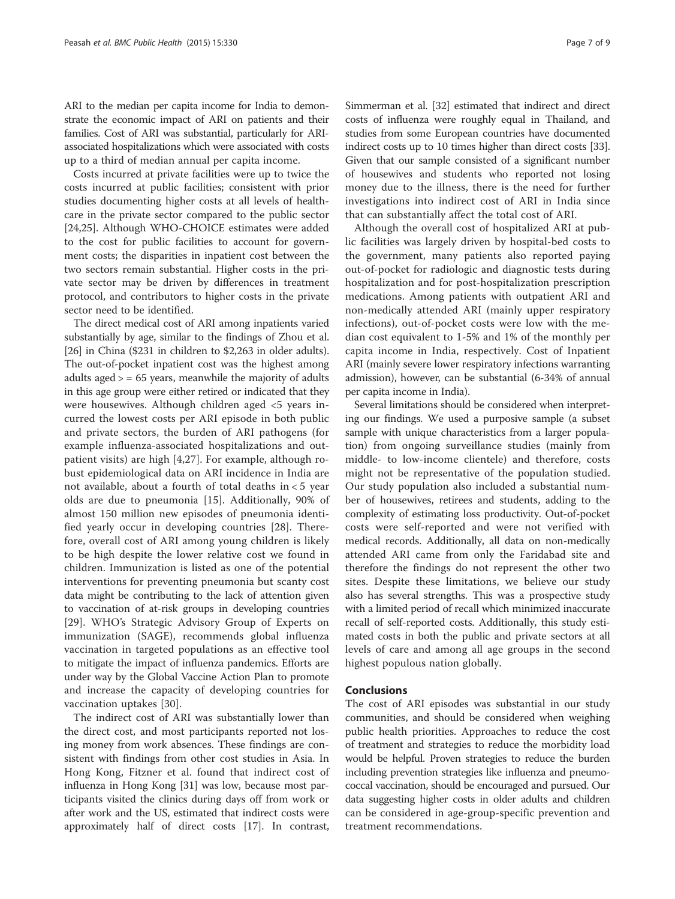ARI to the median per capita income for India to demonstrate the economic impact of ARI on patients and their families. Cost of ARI was substantial, particularly for ARI-associated hospitalizations which were associated with costs up to a third of median annual per capita income.

Costs incurred at private facilities were up to twice the costs incurred at public facilities; consistent with prior studies documenting higher costs at all levels of healthcare in the private sector compared to the public sector [24,25]. Although WHO-CHOICE estimates were added to the cost for public facilities to account for government costs; the disparities in inpatient cost between the two sectors remain substantial. Higher costs in the private sector may be driven by differences in treatment protocol, and contributors to higher costs in the private sector need to be identified.

The direct medical cost of ARI among inpatients varied substantially by age, similar to the findings of Zhou et al. [26] in China ($231 in children to $2,263 in older adults). The out-of-pocket inpatient cost was the highest among adults aged > = 65 years, meanwhile the majority of adults in this age group were either retired or indicated that they were housewives. Although children aged <5 years incurred the lowest costs per ARI episode in both public and private sectors, the burden of ARI pathogens (for example influenza-associated hospitalizations and outpatient visits) are high [4,27]. For example, although robust epidemiological data on ARI incidence in India are not available, about a fourth of total deaths in < 5 year olds are due to pneumonia [15]. Additionally, 90% of almost 150 million new episodes of pneumonia identified yearly occur in developing countries [28]. Therefore, overall cost of ARI among young children is likely to be high despite the lower relative cost we found in children. Immunization is listed as one of the potential interventions for preventing pneumonia but scanty cost data might be contributing to the lack of attention given to vaccination of at-risk groups in developing countries [29]. WHO's Strategic Advisory Group of Experts on immunization (SAGE), recommends global influenza vaccination in targeted populations as an effective tool to mitigate the impact of influenza pandemics. Efforts are under way by the Global Vaccine Action Plan to promote and increase the capacity of developing countries for vaccination uptakes [30].

The indirect cost of ARI was substantially lower than the direct cost, and most participants reported not losing money from work absences. These findings are consistent with findings from other cost studies in Asia. In Hong Kong, Fitzner et al. found that indirect cost of influenza in Hong Kong [31] was low, because most participants visited the clinics during days off from work or after work and the US, estimated that indirect costs were approximately half of direct costs [17]. In contrast, Simmerman et al. [32] estimated that indirect and direct costs of influenza were roughly equal in Thailand, and studies from some European countries have documented indirect costs up to 10 times higher than direct costs [33]. Given that our sample consisted of a significant number of housewives and students who reported not losing money due to the illness, there is the need for further investigations into indirect cost of ARI in India since that can substantially affect the total cost of ARI.

Although the overall cost of hospitalized ARI at public facilities was largely driven by hospital-bed costs to the government, many patients also reported paying out-of-pocket for radiologic and diagnostic tests during hospitalization and for post-hospitalization prescription medications. Among patients with outpatient ARI and non-medically attended ARI (mainly upper respiratory infections), out-of-pocket costs were low with the median cost equivalent to 1-5% and 1% of the monthly per capita income in India, respectively. Cost of Inpatient ARI (mainly severe lower respiratory infections warranting admission), however, can be substantial (6-34% of annual per capita income in India).

Several limitations should be considered when interpreting our findings. We used a purposive sample (a subset sample with unique characteristics from a larger population) from ongoing surveillance studies (mainly from middle- to low-income clientele) and therefore, costs might not be representative of the population studied. Our study population also included a substantial number of housewives, retirees and students, adding to the complexity of estimating loss productivity. Out-of-pocket costs were self-reported and were not verified with medical records. Additionally, all data on non-medically attended ARI came from only the Faridabad site and therefore the findings do not represent the other two sites. Despite these limitations, we believe our study also has several strengths. This was a prospective study with a limited period of recall which minimized inaccurate recall of self-reported costs. Additionally, this study estimated costs in both the public and private sectors at all levels of care and among all age groups in the second highest populous nation globally.

## Conclusions

The cost of ARI episodes was substantial in our study communities, and should be considered when weighing public health priorities. Approaches to reduce the cost of treatment and strategies to reduce the morbidity load would be helpful. Proven strategies to reduce the burden including prevention strategies like influenza and pneumococcal vaccination, should be encouraged and pursued. Our data suggesting higher costs in older adults and children can be considered in age-group-specific prevention and treatment recommendations.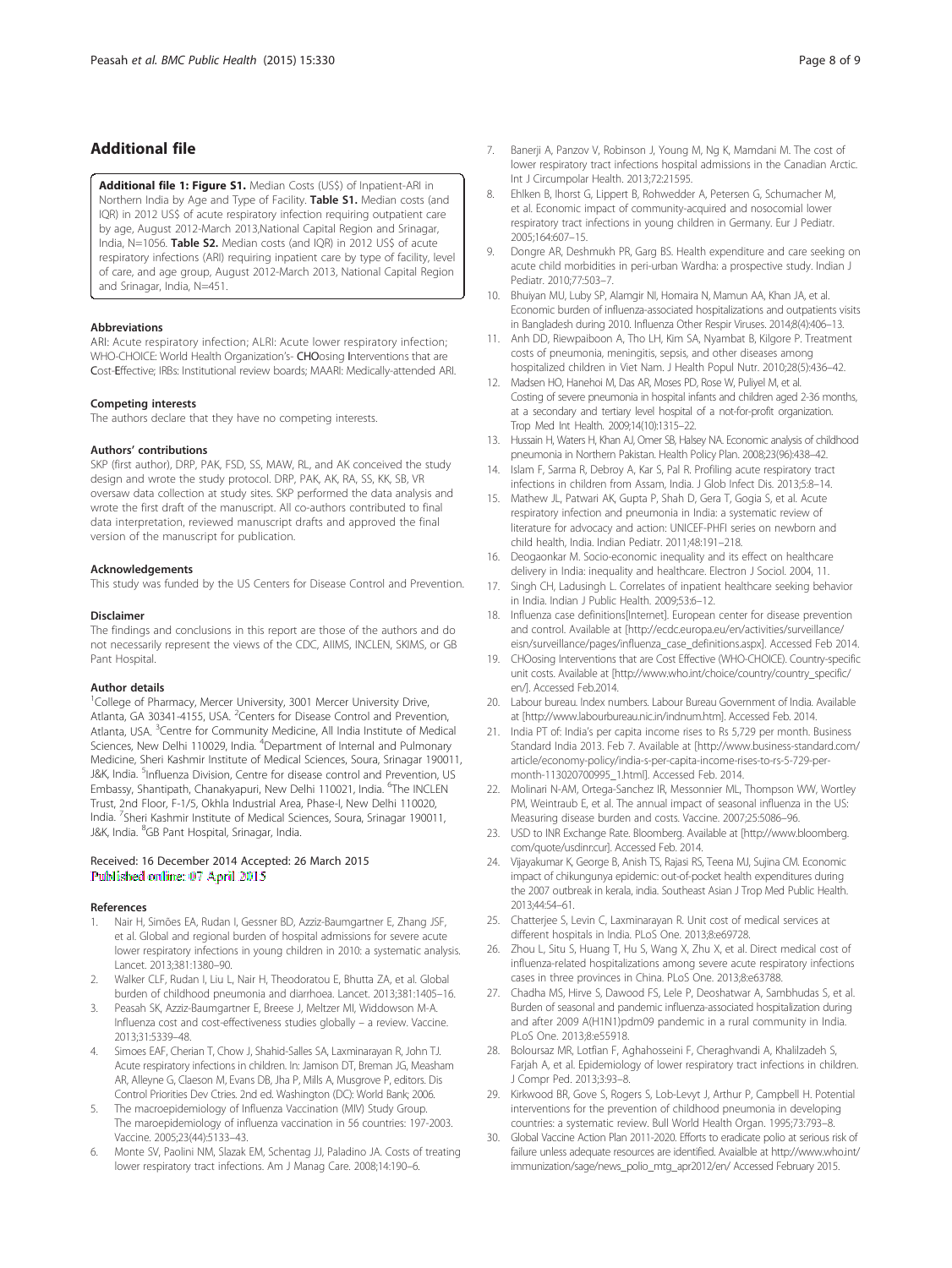## Additional file

**Additional file 1: Figure S1.** Median Costs (US$) of Inpatient-ARI in Northern India by Age and Type of Facility. **Table S1.** Median costs (and IQR) in 2012 US$ of acute respiratory infection requiring outpatient care by age, August 2012-March 2013,National Capital Region and Srinagar, India, N=1056. **Table S2.** Median costs (and IQR) in 2012 US$ of acute respiratory infections (ARI) requiring inpatient care by type of facility, level of care, and age group, August 2012-March 2013, National Capital Region and Srinagar, India, N=451.

#### Abbreviations

ARI: Acute respiratory infection; ALRI: Acute lower respiratory infection; WHO-CHOICE: World Health Organization's- **CHO**osing **I**nterventions that are **C**ost-**E**ffective; IRBs: Institutional review boards; MAARI: Medically-attended ARI.

#### Competing interests

The authors declare that they have no competing interests.

#### Authors' contributions

SKP (first author), DRP, PAK, FSD, SS, MAW, RL, and AK conceived the study design and wrote the study protocol. DRP, PAK, AK, RA, SS, KK, SB, VR oversaw data collection at study sites. SKP performed the data analysis and wrote the first draft of the manuscript. All co-authors contributed to final data interpretation, reviewed manuscript drafts and approved the final version of the manuscript for publication.

#### Acknowledgements

This study was funded by the US Centers for Disease Control and Prevention.

#### Disclaimer

The findings and conclusions in this report are those of the authors and do not necessarily represent the views of the CDC, AIIMS, INCLEN, SKIMS, or GB Pant Hospital.

#### Author details

[1]College of Pharmacy, Mercer University, 3001 Mercer University Drive, Atlanta, GA 30341-4155, USA. [2]Centers for Disease Control and Prevention, Atlanta, USA. [3]Centre for Community Medicine, All India Institute of Medical Sciences, New Delhi 110029, India. [4]Department of Internal and Pulmonary Medicine, Sheri Kashmir Institute of Medical Sciences, Soura, Srinagar 190011, J&K, India. [5]Influenza Division, Centre for disease control and Prevention, US Embassy, Shantipath, Chanakyapuri, New Delhi 110021, India. [6]The INCLEN Trust, 2nd Floor, F-1/5, Okhla Industrial Area, Phase-I, New Delhi 110020, India. [7]Sheri Kashmir Institute of Medical Sciences, Soura, Srinagar 190011, J&K, India. [8]GB Pant Hospital, Srinagar, India.

Received: 16 December 2014 Accepted: 26 March 2015
Published online: 07 April 2015

#### References

1. Nair H, Simões EA, Rudan I, Gessner BD, Azziz-Baumgartner E, Zhang JSF, et al. Global and regional burden of hospital admissions for severe acute lower respiratory infections in young children in 2010: a systematic analysis. Lancet. 2013;381:1380–90.
2. Walker CLF, Rudan I, Liu L, Nair H, Theodoratou E, Bhutta ZA, et al. Global burden of childhood pneumonia and diarrhoea. Lancet. 2013;381:1405–16.
3. Peasah SK, Azziz-Baumgartner E, Breese J, Meltzer MI, Widdowson M-A. Influenza cost and cost-effectiveness studies globally – a review. Vaccine. 2013;31:5339–48.
4. Simoes EAF, Cherian T, Chow J, Shahid-Salles SA, Laxminarayan R, John TJ. Acute respiratory infections in children. In: Jamison DT, Breman JG, Measham AR, Alleyne G, Claeson M, Evans DB, Jha P, Mills A, Musgrove P, editors. Dis Control Priorities Dev Ctries. 2nd ed. Washington (DC): World Bank; 2006.
5. The macroepidemiology of Influenza Vaccination (MIV) Study Group. The maroepidemiology of influenza vaccination in 56 countries: 197-2003. Vaccine. 2005;23(44):5133–43.
6. Monte SV, Paolini NM, Slazak EM, Schentag JJ, Paladino JA. Costs of treating lower respiratory tract infections. Am J Manag Care. 2008;14:190–6.
7. Banerji A, Panzov V, Robinson J, Young M, Ng K, Mamdani M. The cost of lower respiratory tract infections hospital admissions in the Canadian Arctic. Int J Circumpolar Health. 2013;72:21595.
8. Ehlken B, Ihorst G, Lippert B, Rohwedder A, Petersen G, Schumacher M, et al. Economic impact of community-acquired and nosocomial lower respiratory tract infections in young children in Germany. Eur J Pediatr. 2005;164:607–15.
9. Dongre AR, Deshmukh PR, Garg BS. Health expenditure and care seeking on acute child morbidities in peri-urban Wardha: a prospective study. Indian J Pediatr. 2010;77:503–7.
10. Bhuiyan MU, Luby SP, Alamgir NI, Homaira N, Mamun AA, Khan JA, et al. Economic burden of influenza-associated hospitalizations and outpatients visits in Bangladesh during 2010. Influenza Other Respir Viruses. 2014;8(4):406–13.
11. Anh DD, Riewpaiboon A, Tho LH, Kim SA, Nyambat B, Kilgore P. Treatment costs of pneumonia, meningitis, sepsis, and other diseases among hospitalized children in Viet Nam. J Health Popul Nutr. 2010;28(5):436–42.
12. Madsen HO, Hanehoi M, Das AR, Moses PD, Rose W, Puliyel M, et al. Costing of severe pneumonia in hospital infants and children aged 2-36 months, at a secondary and tertiary level hospital of a not-for-profit organization. Trop Med Int Health. 2009;14(10):1315–22.
13. Hussain H, Waters H, Khan AJ, Omer SB, Halsey NA. Economic analysis of childhood pneumonia in Northern Pakistan. Health Policy Plan. 2008;23(96):438–42.
14. Islam F, Sarma R, Debroy A, Kar S, Pal R. Profiling acute respiratory tract infections in children from Assam, India. J Glob Infect Dis. 2013;5:8–14.
15. Mathew JL, Patwari AK, Gupta P, Shah D, Gera T, Gogia S, et al. Acute respiratory infection and pneumonia in India: a systematic review of literature for advocacy and action: UNICEF-PHFI series on newborn and child health, India. Indian Pediatr. 2011;48:191–218.
16. Deogaonkar M. Socio-economic inequality and its effect on healthcare delivery in India: inequality and healthcare. Electron J Sociol. 2004, 11.
17. Singh CH, Ladusingh L. Correlates of inpatient healthcare seeking behavior in India. Indian J Public Health. 2009;53:6–12.
18. Influenza case definitions[Internet]. European center for disease prevention and control. Available at [http://ecdc.europa.eu/en/activities/surveillance/eisn/surveillance/pages/influenza_case_definitions.aspx]. Accessed Feb 2014.
19. CHOosing Interventions that are Cost Effective (WHO-CHOICE). Country-specific unit costs. Available at [http://www.who.int/choice/country/country_specific/en/]. Accessed Feb.2014.
20. Labour bureau. Index numbers. Labour Bureau Government of India. Available at [http://www.labourbureau.nic.in/indnum.htm]. Accessed Feb. 2014.
21. India PT of: India's per capita income rises to Rs 5,729 per month. Business Standard India 2013. Feb 7. Available at [http://www.business-standard.com/article/economy-policy/india-s-per-capita-income-rises-to-rs-5-729-per-month-113020700995_1.html]. Accessed Feb. 2014.
22. Molinari N-AM, Ortega-Sanchez IR, Messonnier ML, Thompson WW, Wortley PM, Weintraub E, et al. The annual impact of seasonal influenza in the US: Measuring disease burden and costs. Vaccine. 2007;25:5086–96.
23. USD to INR Exchange Rate. Bloomberg. Available at [http://www.bloomberg.com/quote/usdinr:cur]. Accessed Feb. 2014.
24. Vijayakumar K, George B, Anish TS, Rajasi RS, Teena MJ, Sujina CM. Economic impact of chikungunya epidemic: out-of-pocket health expenditures during the 2007 outbreak in kerala, india. Southeast Asian J Trop Med Public Health. 2013;44:54–61.
25. Chatterjee S, Levin C, Laxminarayan R. Unit cost of medical services at different hospitals in India. PLoS One. 2013;8:e69728.
26. Zhou L, Situ S, Huang T, Hu S, Wang X, Zhu X, et al. Direct medical cost of influenza-related hospitalizations among severe acute respiratory infections cases in three provinces in China. PLoS One. 2013;8:e63788.
27. Chadha MS, Hirve S, Dawood FS, Lele P, Deoshatwar A, Sambhudas S, et al. Burden of seasonal and pandemic influenza-associated hospitalization during and after 2009 A(H1N1)pdm09 pandemic in a rural community in India. PLoS One. 2013;8:e55918.
28. Boloursaz MR, Lotfian F, Aghahosseini F, Cheraghvandi A, Khalilzadeh S, Farjah A, et al. Epidemiology of lower respiratory tract infections in children. J Compr Ped. 2013;3:93–8.
29. Kirkwood BR, Gove S, Rogers S, Lob-Levyt J, Arthur P, Campbell H. Potential interventions for the prevention of childhood pneumonia in developing countries: a systematic review. Bull World Health Organ. 1995;73:793–8.
30. Global Vaccine Action Plan 2011-2020. Efforts to eradicate polio at serious risk of failure unless adequate resources are identified. Avaialble at http://www.who.int/immunization/sage/news_polio_mtg_apr2012/en/ Accessed February 2015.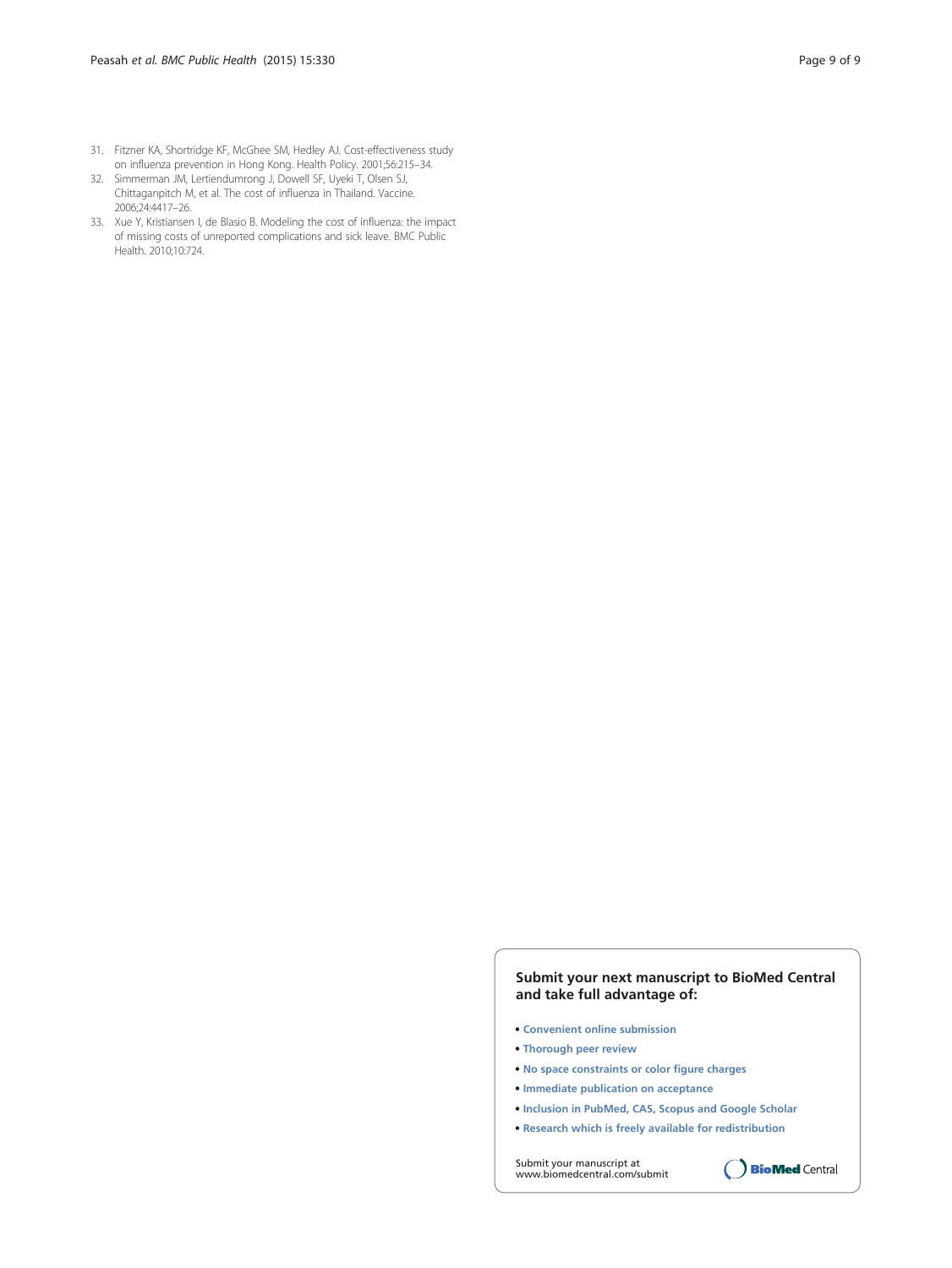31. Fitzner KA, Shortridge KF, McGhee SM, Hedley AJ. Cost-effectiveness study on influenza prevention in Hong Kong. Health Policy. 2001;56:215–34.
32. Simmerman JM, Lertiendumrong J, Dowell SF, Uyeki T, Olsen SJ, Chittaganpitch M, et al. The cost of influenza in Thailand. Vaccine. 2006;24:4417–26.
33. Xue Y, Kristiansen I, de Blasio B. Modeling the cost of influenza: the impact of missing costs of unreported complications and sick leave. BMC Public Health. 2010;10:724.

**Submit your next manuscript to BioMed Central and take full advantage of:**

- **Convenient online submission**
- **Thorough peer review**
- **No space constraints or color figure charges**
- **Immediate publication on acceptance**
- **Inclusion in PubMed, CAS, Scopus and Google Scholar**
- **Research which is freely available for redistribution**

Submit your manuscript at
www.biomedcentral.com/submit

BioMed Central